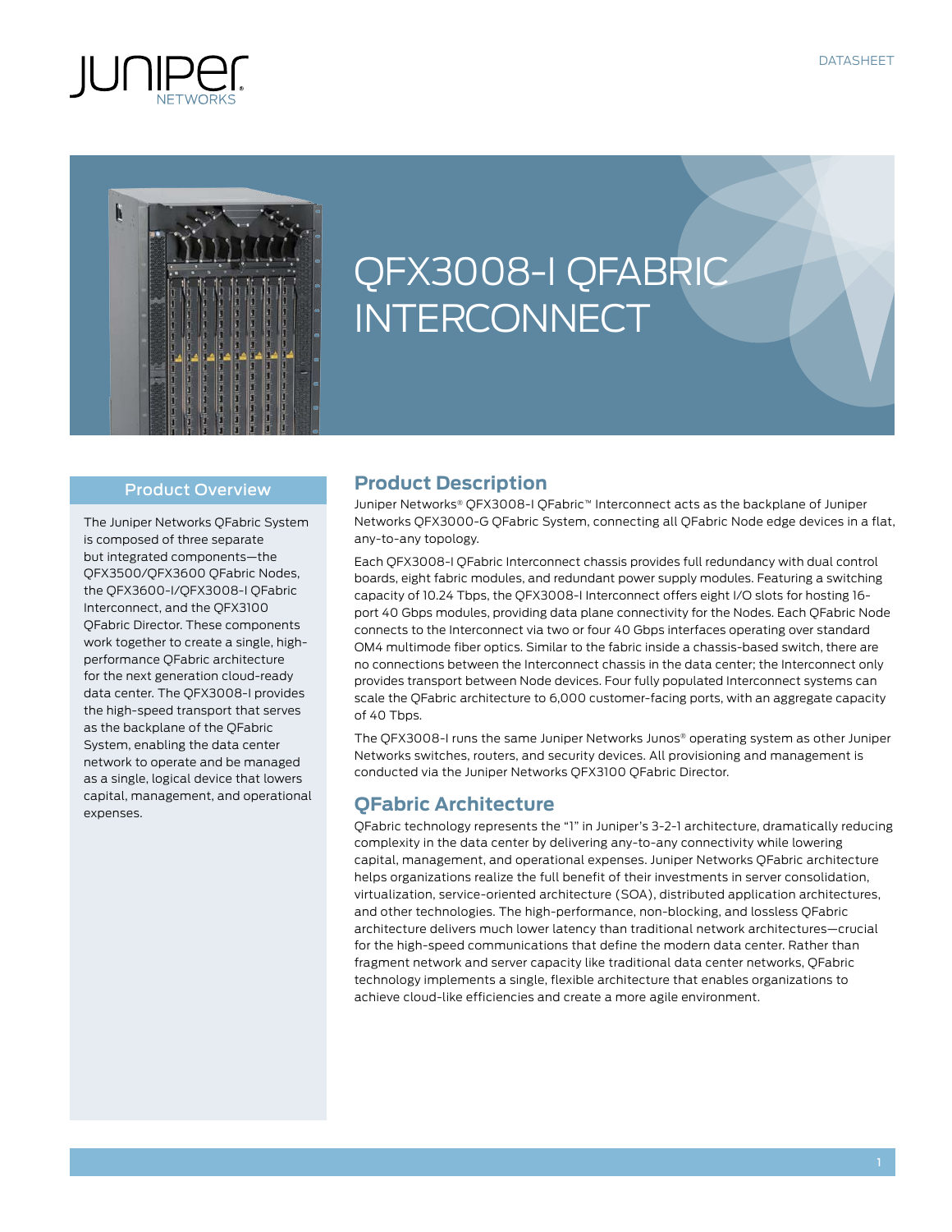DATASHEET

# QFX3008-I QFABRIC INTERCONNECT

## Product Overview

The Juniper Networks QFabric System is composed of three separate but integrated components—the QFX3500/QFX3600 QFabric Nodes, the QFX3600-I/QFX3008-I QFabric Interconnect, and the QFX3100 QFabric Director. These components work together to create a single, high-performance QFabric architecture for the next generation cloud-ready data center. The QFX3008-I provides the high-speed transport that serves as the backplane of the QFabric System, enabling the data center network to operate and be managed as a single, logical device that lowers capital, management, and operational expenses.

## Product Description

Juniper Networks® QFX3008-I QFabric™ Interconnect acts as the backplane of Juniper Networks QFX3000-G QFabric System, connecting all QFabric Node edge devices in a flat, any-to-any topology.

Each QFX3008-I QFabric Interconnect chassis provides full redundancy with dual control boards, eight fabric modules, and redundant power supply modules. Featuring a switching capacity of 10.24 Tbps, the QFX3008-I Interconnect offers eight I/O slots for hosting 16-port 40 Gbps modules, providing data plane connectivity for the Nodes. Each QFabric Node connects to the Interconnect via two or four 40 Gbps interfaces operating over standard OM4 multimode fiber optics. Similar to the fabric inside a chassis-based switch, there are no connections between the Interconnect chassis in the data center; the Interconnect only provides transport between Node devices. Four fully populated Interconnect systems can scale the QFabric architecture to 6,000 customer-facing ports, with an aggregate capacity of 40 Tbps.

The QFX3008-I runs the same Juniper Networks Junos® operating system as other Juniper Networks switches, routers, and security devices. All provisioning and management is conducted via the Juniper Networks QFX3100 QFabric Director.

## QFabric Architecture

QFabric technology represents the "1" in Juniper's 3-2-1 architecture, dramatically reducing complexity in the data center by delivering any-to-any connectivity while lowering capital, management, and operational expenses. Juniper Networks QFabric architecture helps organizations realize the full benefit of their investments in server consolidation, virtualization, service-oriented architecture (SOA), distributed application architectures, and other technologies. The high-performance, non-blocking, and lossless QFabric architecture delivers much lower latency than traditional network architectures—crucial for the high-speed communications that define the modern data center. Rather than fragment network and server capacity like traditional data center networks, QFabric technology implements a single, flexible architecture that enables organizations to achieve cloud-like efficiencies and create a more agile environment.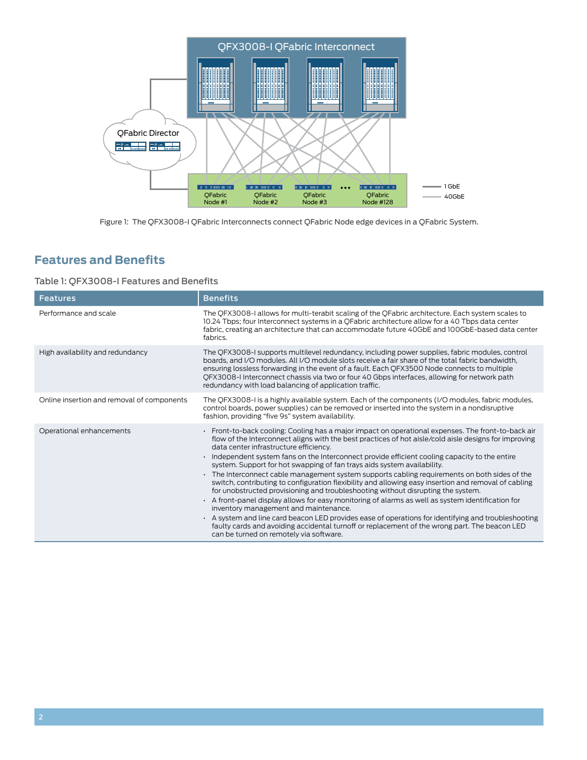Figure 1: The QFX3008-I QFabric Interconnects connect QFabric Node edge devices in a QFabric System.

## Features and Benefits

Table 1: QFX3008-I Features and Benefits

| Features | Benefits |
| --- | --- |
| Performance and scale | The QFX3008-I allows for multi-terabit scaling of the QFabric architecture. Each system scales to 10.24 Tbps; four Interconnect systems in a QFabric architecture allow for a 40 Tbps data center fabric, creating an architecture that can accommodate future 40GbE and 100GbE-based data center fabrics. |
| High availability and redundancy | The QFX3008-I supports multilevel redundancy, including power supplies, fabric modules, control boards, and I/O modules. All I/O module slots receive a fair share of the total fabric bandwidth, ensuring lossless forwarding in the event of a fault. Each QFX3500 Node connects to multiple QFX3008-I Interconnect chassis via two or four 40 Gbps interfaces, allowing for network path redundancy with load balancing of application traffic. |
| Online insertion and removal of components | The QFX3008-I is a highly available system. Each of the components (I/O modules, fabric modules, control boards, power supplies) can be removed or inserted into the system in a nondisruptive fashion, providing "five 9s" system availability. |
| Operational enhancements | • Front-to-back cooling: Cooling has a major impact on operational expenses. The front-to-back air flow of the Interconnect aligns with the best practices of hot aisle/cold aisle designs for improving data center infrastructure efficiency.<br>• Independent system fans on the Interconnect provide efficient cooling capacity to the entire system. Support for hot swapping of fan trays aids system availability.<br>• The Interconnect cable management system supports cabling requirements on both sides of the switch, contributing to configuration flexibility and allowing easy insertion and removal of cabling for unobstructed provisioning and troubleshooting without disrupting the system.<br>• A front-panel display allows for easy monitoring of alarms as well as system identification for inventory management and maintenance.<br>• A system and line card beacon LED provides ease of operations for identifying and troubleshooting faulty cards and avoiding accidental turnoff or replacement of the wrong part. The beacon LED can be turned on remotely via software. |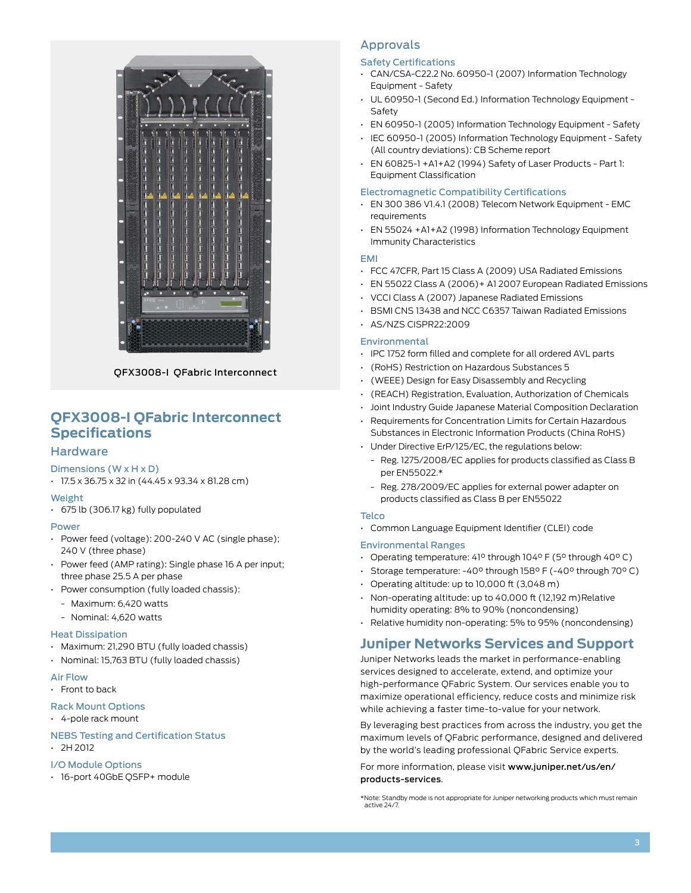QFX3008-I QFabric Interconnect

## QFX3008-I QFabric Interconnect Specifications

### Hardware

#### Dimensions (W x H x D)

- 17.5 x 36.75 x 32 in (44.45 x 93.34 x 81.28 cm)

#### Weight

- 675 lb (306.17 kg) fully populated

#### Power

- Power feed (voltage): 200-240 V AC (single phase); 240 V (three phase)
- Power feed (AMP rating): Single phase 16 A per input; three phase 25.5 A per phase
- Power consumption (fully loaded chassis):
  - Maximum: 6,420 watts
  - Nominal: 4,620 watts

#### Heat Dissipation

- Maximum: 21,290 BTU (fully loaded chassis)
- Nominal: 15,763 BTU (fully loaded chassis)

#### Air Flow

- Front to back

#### Rack Mount Options

- 4-pole rack mount

#### NEBS Testing and Certification Status

- 2H 2012

#### I/O Module Options

- 16-port 40GbE QSFP+ module

### Approvals

#### Safety Certifications

- CAN/CSA-C22.2 No. 60950-1 (2007) Information Technology Equipment - Safety
- UL 60950-1 (Second Ed.) Information Technology Equipment - Safety
- EN 60950-1 (2005) Information Technology Equipment - Safety
- IEC 60950-1 (2005) Information Technology Equipment - Safety (All country deviations): CB Scheme report
- EN 60825-1 +A1+A2 (1994) Safety of Laser Products - Part 1: Equipment Classification

#### Electromagnetic Compatibility Certifications

- EN 300 386 V1.4.1 (2008) Telecom Network Equipment - EMC requirements
- EN 55024 +A1+A2 (1998) Information Technology Equipment Immunity Characteristics

#### EMI

- FCC 47CFR, Part 15 Class A (2009) USA Radiated Emissions
- EN 55022 Class A (2006)+ A1 2007 European Radiated Emissions
- VCCI Class A (2007) Japanese Radiated Emissions
- BSMI CNS 13438 and NCC C6357 Taiwan Radiated Emissions
- AS/NZS CISPR22:2009

#### Environmental

- IPC 1752 form filled and complete for all ordered AVL parts
- (RoHS) Restriction on Hazardous Substances 5
- (WEEE) Design for Easy Disassembly and Recycling
- (REACH) Registration, Evaluation, Authorization of Chemicals
- Joint Industry Guide Japanese Material Composition Declaration
- Requirements for Concentration Limits for Certain Hazardous Substances in Electronic Information Products (China RoHS)
- Under Directive ErP/125/EC, the regulations below:
  - Reg. 1275/2008/EC applies for products classified as Class B per EN55022.*
  - Reg. 278/2009/EC applies for external power adapter on products classified as Class B per EN55022

#### Telco

- Common Language Equipment Identifier (CLEI) code

#### Environmental Ranges

- Operating temperature: 41º through 104º F (5º through 40º C)
- Storage temperature: -40º through 158º F (-40º through 70º C)
- Operating altitude: up to 10,000 ft (3,048 m)
- Non-operating altitude: up to 40,000 ft (12,192 m)Relative humidity operating: 8% to 90% (noncondensing)
- Relative humidity non-operating: 5% to 95% (noncondensing)

## Juniper Networks Services and Support

Juniper Networks leads the market in performance-enabling services designed to accelerate, extend, and optimize your high-performance QFabric System. Our services enable you to maximize operational efficiency, reduce costs and minimize risk while achieving a faster time-to-value for your network.

By leveraging best practices from across the industry, you get the maximum levels of QFabric performance, designed and delivered by the world's leading professional QFabric Service experts.

For more information, please visit **www.juniper.net/us/en/products-services**.

*Note: Standby mode is not appropriate for Juniper networking products which must remain active 24/7.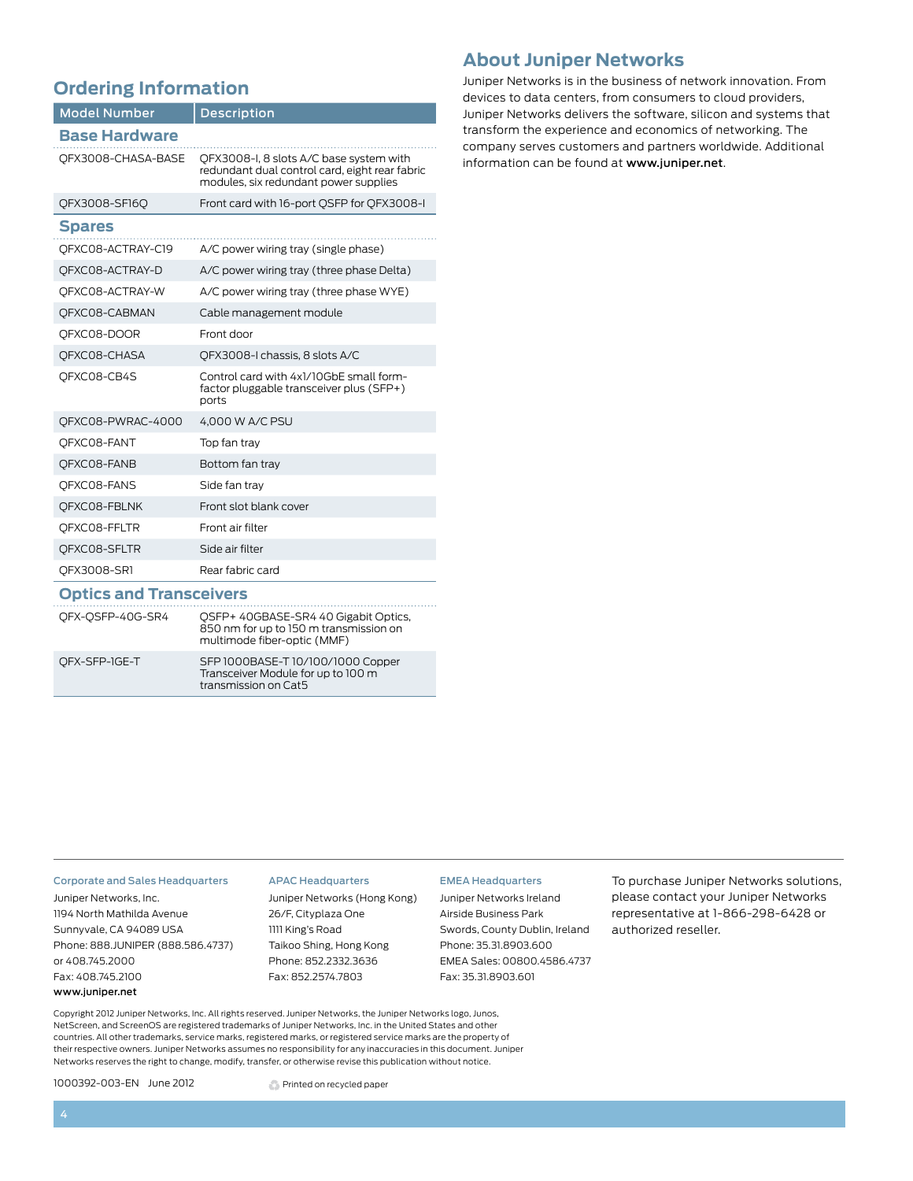## Ordering Information

| Model Number | Description |
|---|---|
| **Base Hardware** | |
| QFX3008-CHASA-BASE | QFX3008-I, 8 slots A/C base system with redundant dual control card, eight rear fabric modules, six redundant power supplies |
| QFX3008-SF16Q | Front card with 16-port QSFP for QFX3008-I |
| **Spares** | |
| QFXC08-ACTRAY-C19 | A/C power wiring tray (single phase) |
| QFXC08-ACTRAY-D | A/C power wiring tray (three phase Delta) |
| QFXC08-ACTRAY-W | A/C power wiring tray (three phase WYE) |
| QFXC08-CABMAN | Cable management module |
| QFXC08-DOOR | Front door |
| QFXC08-CHASA | QFX3008-I chassis, 8 slots A/C |
| QFXC08-CB4S | Control card with 4x1/10GbE small form-factor pluggable transceiver plus (SFP+) ports |
| QFXC08-PWRAC-4000 | 4,000 W A/C PSU |
| QFXC08-FANT | Top fan tray |
| QFXC08-FANB | Bottom fan tray |
| QFXC08-FANS | Side fan tray |
| QFXC08-FBLNK | Front slot blank cover |
| QFXC08-FFLTR | Front air filter |
| QFXC08-SFLTR | Side air filter |
| QFX3008-SR1 | Rear fabric card |
| **Optics and Transceivers** | |
| QFX-QSFP-40G-SR4 | QSFP+ 40GBASE-SR4 40 Gigabit Optics, 850 nm for up to 150 m transmission on multimode fiber-optic (MMF) |
| QFX-SFP-1GE-T | SFP 1000BASE-T 10/100/1000 Copper Transceiver Module for up to 100 m transmission on Cat5 |

## About Juniper Networks

Juniper Networks is in the business of network innovation. From devices to data centers, from consumers to cloud providers, Juniper Networks delivers the software, silicon and systems that transform the experience and economics of networking. The company serves customers and partners worldwide. Additional information can be found at **www.juniper.net**.

**Corporate and Sales Headquarters**
Juniper Networks, Inc.
1194 North Mathilda Avenue
Sunnyvale, CA 94089 USA
Phone: 888.JUNIPER (888.586.4737)
or 408.745.2000
Fax: 408.745.2100
**www.juniper.net**

**APAC Headquarters**
Juniper Networks (Hong Kong)
26/F, Cityplaza One
1111 King's Road
Taikoo Shing, Hong Kong
Phone: 852.2332.3636
Fax: 852.2574.7803

**EMEA Headquarters**
Juniper Networks Ireland
Airside Business Park
Swords, County Dublin, Ireland
Phone: 35.31.8903.600
EMEA Sales: 00800.4586.4737
Fax: 35.31.8903.601

To purchase Juniper Networks solutions, please contact your Juniper Networks representative at 1-866-298-6428 or authorized reseller.

Copyright 2012 Juniper Networks, Inc. All rights reserved. Juniper Networks, the Juniper Networks logo, Junos, NetScreen, and ScreenOS are registered trademarks of Juniper Networks, Inc. in the United States and other countries. All other trademarks, service marks, registered marks, or registered service marks are the property of their respective owners. Juniper Networks assumes no responsibility for any inaccuracies in this document. Juniper Networks reserves the right to change, modify, transfer, or otherwise revise this publication without notice.

1000392-003-EN June 2012

Printed on recycled paper